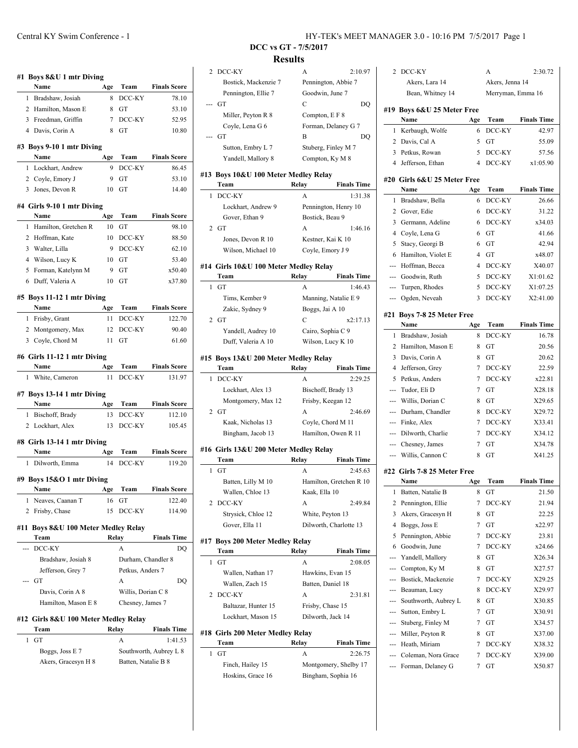# DCC vs GT - 7/5/2017

## Results

### #1 Boys 8&U 1 mtr Diving

| | Name | Age | Team | Finals Score |
|---|---|---|---|---|
| 1 | Bradshaw, Josiah | 8 | DCC-KY | 78.10 |
| 2 | Hamilton, Mason E | 8 | GT | 53.10 |
| 3 | Freedman, Griffin | 7 | DCC-KY | 52.95 |
| 4 | Davis, Corin A | 8 | GT | 10.80 |

### #3 Boys 9-10 1 mtr Diving

| | Name | Age | Team | Finals Score |
|---|---|---|---|---|
| 1 | Lockhart, Andrew | 9 | DCC-KY | 86.45 |
| 2 | Coyle, Emory J | 9 | GT | 53.10 |
| 3 | Jones, Devon R | 10 | GT | 14.40 |

### #4 Girls 9-10 1 mtr Diving

| | Name | Age | Team | Finals Score |
|---|---|---|---|---|
| 1 | Hamilton, Gretchen R | 10 | GT | 98.10 |
| 2 | Hoffman, Kate | 10 | DCC-KY | 88.50 |
| 3 | Walter, Lilla | 9 | DCC-KY | 62.10 |
| 4 | Wilson, Lucy K | 10 | GT | 53.40 |
| 5 | Forman, Katelynn M | 9 | GT | x50.40 |
| 6 | Duff, Valeria A | 10 | GT | x37.80 |

### #5 Boys 11-12 1 mtr Diving

| | Name | Age | Team | Finals Score |
|---|---|---|---|---|
| 1 | Frisby, Grant | 11 | DCC-KY | 122.70 |
| 2 | Montgomery, Max | 12 | DCC-KY | 90.40 |
| 3 | Coyle, Chord M | 11 | GT | 61.60 |

### #6 Girls 11-12 1 mtr Diving

| | Name | Age | Team | Finals Score |
|---|---|---|---|---|
| 1 | White, Cameron | 11 | DCC-KY | 131.97 |

### #7 Boys 13-14 1 mtr Diving

| | Name | Age | Team | Finals Score |
|---|---|---|---|---|
| 1 | Bischoff, Brady | 13 | DCC-KY | 112.10 |
| 2 | Lockhart, Alex | 13 | DCC-KY | 105.45 |

### #8 Girls 13-14 1 mtr Diving

| | Name | Age | Team | Finals Score |
|---|---|---|---|---|
| 1 | Dilworth, Emma | 14 | DCC-KY | 119.20 |

### #9 Boys 15&O 1 mtr Diving

| | Name | Age | Team | Finals Score |
|---|---|---|---|---|
| 1 | Neaves, Caanan T | 16 | GT | 122.40 |
| 2 | Frisby, Chase | 15 | DCC-KY | 114.90 |

### #11 Boys 8&U 100 Meter Medley Relay

| | Team | Relay | Finals Time |
|---|---|---|---|
| --- | DCC-KY | A | DQ |
| | Bradshaw, Josiah 8 | Durham, Chandler 8 | |
| | Jefferson, Grey 7 | Petkus, Anders 7 | |
| --- | GT | A | DQ |
| | Davis, Corin A 8 | Willis, Dorian C 8 | |
| | Hamilton, Mason E 8 | Chesney, James 7 | |

### #12 Girls 8&U 100 Meter Medley Relay

| | Team | Relay | Finals Time |
|---|---|---|---|
| 1 | GT | A | 1:41.53 |
| | Boggs, Joss E 7 | Southworth, Aubrey L 8 | |
| | Akers, Gracesyn H 8 | Batten, Natalie B 8 | |
| 2 | DCC-KY | A | 2:10.97 |
| | Bostick, Mackenzie 7 | Pennington, Abbie 7 | |
| | Pennington, Ellie 7 | Goodwin, June 7 | |
| --- | GT | C | DQ |
| | Miller, Peyton R 8 | Compton, E F 8 | |
| | Coyle, Lena G 6 | Forman, Delaney G 7 | |
| --- | GT | B | DQ |
| | Sutton, Embry L 7 | Stuberg, Finley M 7 | |
| | Yandell, Mallory 8 | Compton, Ky M 8 | |

### #13 Boys 10&U 100 Meter Medley Relay

| | Team | Relay | Finals Time |
|---|---|---|---|
| 1 | DCC-KY | A | 1:31.38 |
| | Lockhart, Andrew 9 | Pennington, Henry 10 | |
| | Gover, Ethan 9 | Bostick, Beau 9 | |
| 2 | GT | A | 1:46.16 |
| | Jones, Devon R 10 | Kestner, Kai K 10 | |
| | Wilson, Michael 10 | Coyle, Emory J 9 | |

### #14 Girls 10&U 100 Meter Medley Relay

| | Team | Relay | Finals Time |
|---|---|---|---|
| 1 | GT | A | 1:46.43 |
| | Tims, Kember 9 | Manning, Natalie E 9 | |
| | Zakic, Sydney 9 | Boggs, Jai A 10 | |
| 2 | GT | C | x2:17.13 |
| | Yandell, Audrey 10 | Cairo, Sophia C 9 | |
| | Duff, Valeria A 10 | Wilson, Lucy K 10 | |

### #15 Boys 13&U 200 Meter Medley Relay

| | Team | Relay | Finals Time |
|---|---|---|---|
| 1 | DCC-KY | A | 2:29.25 |
| | Lockhart, Alex 13 | Bischoff, Brady 13 | |
| | Montgomery, Max 12 | Frisby, Keegan 12 | |
| 2 | GT | A | 2:46.69 |
| | Kaak, Nicholas 13 | Coyle, Chord M 11 | |
| | Bingham, Jacob 13 | Hamilton, Owen R 11 | |

### #16 Girls 13&U 200 Meter Medley Relay

| | Team | Relay | Finals Time |
|---|---|---|---|
| 1 | GT | A | 2:45.63 |
| | Batten, Lilly M 10 | Hamilton, Gretchen R 10 | |
| | Wallen, Chloe 13 | Kaak, Ella 10 | |
| 2 | DCC-KY | A | 2:49.84 |
| | Strysick, Chloe 12 | White, Peyton 13 | |
| | Gover, Ella 11 | Dilworth, Charlotte 13 | |

### #17 Boys 200 Meter Medley Relay

| | Team | Relay | Finals Time |
|---|---|---|---|
| 1 | GT | A | 2:08.05 |
| | Wallen, Nathan 17 | Hawkins, Evan 15 | |
| | Wallen, Zach 15 | Batten, Daniel 18 | |
| 2 | DCC-KY | A | 2:31.81 |
| | Baltazar, Hunter 15 | Frisby, Chase 15 | |
| | Lockhart, Mason 15 | Dilworth, Jack 14 | |

### #18 Girls 200 Meter Medley Relay

| | Team | Relay | Finals Time |
|---|---|---|---|
| 1 | GT | A | 2:26.75 |
| | Finch, Hailey 15 | Montgomery, Shelby 17 | |
| | Hoskins, Grace 16 | Bingham, Sophia 16 | |
| 2 | DCC-KY | A | 2:30.72 |
| | Akers, Lara 14 | Akers, Jenna 14 | |
| | Bean, Whitney 14 | Merryman, Emma 16 | |

### #19 Boys 6&U 25 Meter Free

| | Name | Age | Team | Finals Time |
|---|---|---|---|---|
| 1 | Kerbaugh, Wolfe | 6 | DCC-KY | 42.97 |
| 2 | Davis, Cal A | 5 | GT | 55.09 |
| 3 | Petkus, Rowan | 5 | DCC-KY | 57.56 |
| 4 | Jefferson, Ethan | 4 | DCC-KY | x1:05.90 |

### #20 Girls 6&U 25 Meter Free

| | Name | Age | Team | Finals Time |
|---|---|---|---|---|
| 1 | Bradshaw, Bella | 6 | DCC-KY | 26.66 |
| 2 | Gover, Edie | 6 | DCC-KY | 31.22 |
| 3 | Germann, Adeline | 6 | DCC-KY | x34.03 |
| 4 | Coyle, Lena G | 6 | GT | 41.66 |
| 5 | Stacy, Georgi B | 6 | GT | 42.94 |
| 6 | Hamilton, Violet E | 4 | GT | x48.07 |
| --- | Hoffman, Becca | 4 | DCC-KY | X40.07 |
| --- | Goodwin, Ruth | 5 | DCC-KY | X1:01.62 |
| --- | Turpen, Rhodes | 5 | DCC-KY | X1:07.25 |
| --- | Ogden, Neveah | 3 | DCC-KY | X2:41.00 |

### #21 Boys 7-8 25 Meter Free

| | Name | Age | Team | Finals Time |
|---|---|---|---|---|
| 1 | Bradshaw, Josiah | 8 | DCC-KY | 16.78 |
| 2 | Hamilton, Mason E | 8 | GT | 20.56 |
| 3 | Davis, Corin A | 8 | GT | 20.62 |
| 4 | Jefferson, Grey | 7 | DCC-KY | 22.59 |
| 5 | Petkus, Anders | 7 | DCC-KY | x22.81 |
| --- | Tudor, Eli D | 7 | GT | X28.18 |
| --- | Willis, Dorian C | 8 | GT | X29.65 |
| --- | Durham, Chandler | 8 | DCC-KY | X29.72 |
| --- | Finke, Alex | 7 | DCC-KY | X33.41 |
| --- | Dilworth, Charlie | 7 | DCC-KY | X34.12 |
| --- | Chesney, James | 7 | GT | X34.78 |
| --- | Willis, Cannon C | 8 | GT | X41.25 |

### #22 Girls 7-8 25 Meter Free

| | Name | Age | Team | Finals Time |
|---|---|---|---|---|
| 1 | Batten, Natalie B | 8 | GT | 21.50 |
| 2 | Pennington, Ellie | 7 | DCC-KY | 21.94 |
| 3 | Akers, Gracesyn H | 8 | GT | 22.25 |
| 4 | Boggs, Joss E | 7 | GT | x22.97 |
| 5 | Pennington, Abbie | 7 | DCC-KY | 23.81 |
| 6 | Goodwin, June | 7 | DCC-KY | x24.66 |
| --- | Yandell, Mallory | 8 | GT | X26.34 |
| --- | Compton, Ky M | 8 | GT | X27.57 |
| --- | Bostick, Mackenzie | 7 | DCC-KY | X29.25 |
| --- | Beauman, Lucy | 8 | DCC-KY | X29.97 |
| --- | Southworth, Aubrey L | 8 | GT | X30.85 |
| --- | Sutton, Embry L | 7 | GT | X30.91 |
| --- | Stuberg, Finley M | 7 | GT | X34.57 |
| --- | Miller, Peyton R | 8 | GT | X37.00 |
| --- | Heath, Miriam | 7 | DCC-KY | X38.32 |
| --- | Coleman, Nora Grace | 7 | DCC-KY | X39.00 |
| --- | Forman, Delaney G | 7 | GT | X50.87 |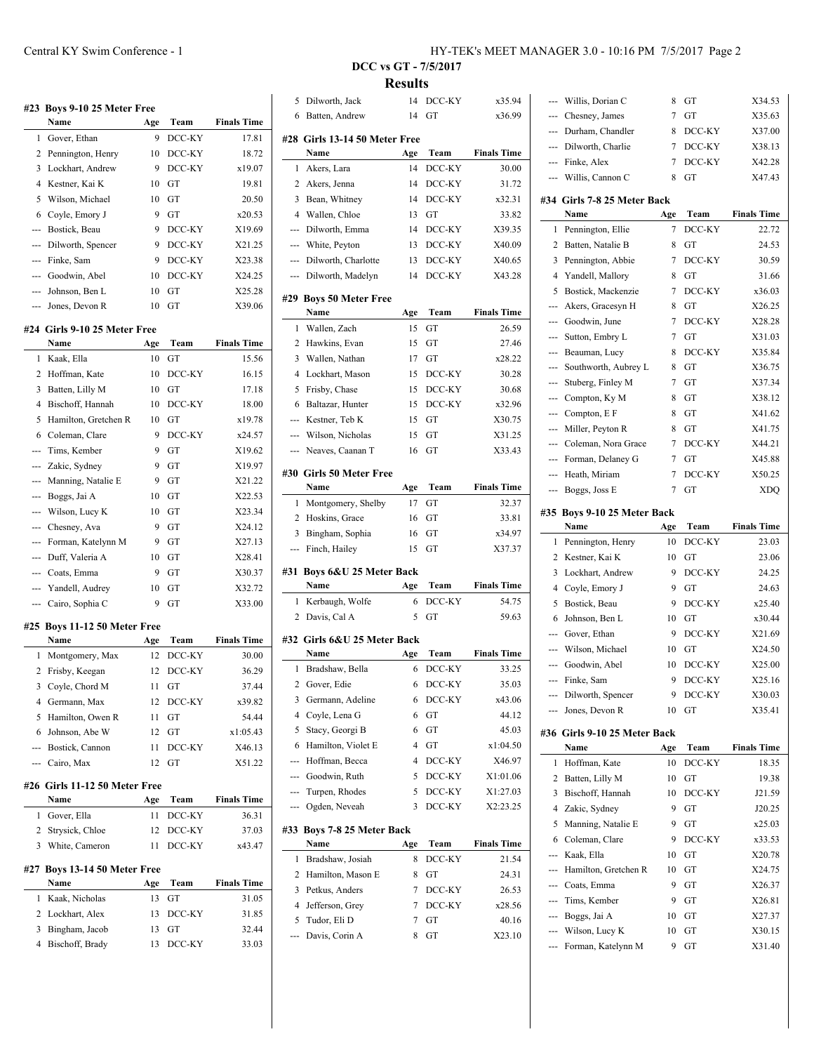## DCC vs GT - 7/5/2017

## Results

#### #23 Boys 9-10 25 Meter Free

| | Name | Age | Team | Finals Time |
|---|---|---|---|---|
| 1 | Gover, Ethan | 9 | DCC-KY | 17.81 |
| 2 | Pennington, Henry | 10 | DCC-KY | 18.72 |
| 3 | Lockhart, Andrew | 9 | DCC-KY | x19.07 |
| 4 | Kestner, Kai K | 10 | GT | 19.81 |
| 5 | Wilson, Michael | 10 | GT | 20.50 |
| 6 | Coyle, Emory J | 9 | GT | x20.53 |
| --- | Bostick, Beau | 9 | DCC-KY | X19.69 |
| --- | Dilworth, Spencer | 9 | DCC-KY | X21.25 |
| --- | Finke, Sam | 9 | DCC-KY | X23.38 |
| --- | Goodwin, Abel | 10 | DCC-KY | X24.25 |
| --- | Johnson, Ben L | 10 | GT | X25.28 |
| --- | Jones, Devon R | 10 | GT | X39.06 |

#### #24 Girls 9-10 25 Meter Free

| | Name | Age | Team | Finals Time |
|---|---|---|---|---|
| 1 | Kaak, Ella | 10 | GT | 15.56 |
| 2 | Hoffman, Kate | 10 | DCC-KY | 16.15 |
| 3 | Batten, Lilly M | 10 | GT | 17.18 |
| 4 | Bischoff, Hannah | 10 | DCC-KY | 18.00 |
| 5 | Hamilton, Gretchen R | 10 | GT | x19.78 |
| 6 | Coleman, Clare | 9 | DCC-KY | x24.57 |
| --- | Tims, Kember | 9 | GT | X19.62 |
| --- | Zakic, Sydney | 9 | GT | X19.97 |
| --- | Manning, Natalie E | 9 | GT | X21.22 |
| --- | Boggs, Jai A | 10 | GT | X22.53 |
| --- | Wilson, Lucy K | 10 | GT | X23.34 |
| --- | Chesney, Ava | 9 | GT | X24.12 |
| --- | Forman, Katelynn M | 9 | GT | X27.13 |
| --- | Duff, Valeria A | 10 | GT | X28.41 |
| --- | Coats, Emma | 9 | GT | X30.37 |
| --- | Yandell, Audrey | 10 | GT | X32.72 |
| --- | Cairo, Sophia C | 9 | GT | X33.00 |

#### #25 Boys 11-12 50 Meter Free

| | Name | Age | Team | Finals Time |
|---|---|---|---|---|
| 1 | Montgomery, Max | 12 | DCC-KY | 30.00 |
| 2 | Frisby, Keegan | 12 | DCC-KY | 36.29 |
| 3 | Coyle, Chord M | 11 | GT | 37.44 |
| 4 | Germann, Max | 12 | DCC-KY | x39.82 |
| 5 | Hamilton, Owen R | 11 | GT | 54.44 |
| 6 | Johnson, Abe W | 12 | GT | x1:05.43 |
| --- | Bostick, Cannon | 11 | DCC-KY | X46.13 |
| --- | Cairo, Max | 12 | GT | X51.22 |

#### #26 Girls 11-12 50 Meter Free

| | Name | Age | Team | Finals Time |
|---|---|---|---|---|
| 1 | Gover, Ella | 11 | DCC-KY | 36.31 |
| 2 | Strysick, Chloe | 12 | DCC-KY | 37.03 |
| 3 | White, Cameron | 11 | DCC-KY | x43.47 |

#### #27 Boys 13-14 50 Meter Free

| | Name | Age | Team | Finals Time |
|---|---|---|---|---|
| 1 | Kaak, Nicholas | 13 | GT | 31.05 |
| 2 | Lockhart, Alex | 13 | DCC-KY | 31.85 |
| 3 | Bingham, Jacob | 13 | GT | 32.44 |
| 4 | Bischoff, Brady | 13 | DCC-KY | 33.03 |
| 5 | Dilworth, Jack | 14 | DCC-KY | x35.94 |
| 6 | Batten, Andrew | 14 | GT | x36.99 |

#### #28 Girls 13-14 50 Meter Free

| | Name | Age | Team | Finals Time |
|---|---|---|---|---|
| 1 | Akers, Lara | 14 | DCC-KY | 30.00 |
| 2 | Akers, Jenna | 14 | DCC-KY | 31.72 |
| 3 | Bean, Whitney | 14 | DCC-KY | x32.31 |
| 4 | Wallen, Chloe | 13 | GT | 33.82 |
| --- | Dilworth, Emma | 14 | DCC-KY | X39.35 |
| --- | White, Peyton | 13 | DCC-KY | X40.09 |
| --- | Dilworth, Charlotte | 13 | DCC-KY | X40.65 |
| --- | Dilworth, Madelyn | 14 | DCC-KY | X43.28 |

#### #29 Boys 50 Meter Free

| | Name | Age | Team | Finals Time |
|---|---|---|---|---|
| 1 | Wallen, Zach | 15 | GT | 26.59 |
| 2 | Hawkins, Evan | 15 | GT | 27.46 |
| 3 | Wallen, Nathan | 17 | GT | x28.22 |
| 4 | Lockhart, Mason | 15 | DCC-KY | 30.28 |
| 5 | Frisby, Chase | 15 | DCC-KY | 30.68 |
| 6 | Baltazar, Hunter | 15 | DCC-KY | x32.96 |
| --- | Kestner, Teb K | 15 | GT | X30.75 |
| --- | Wilson, Nicholas | 15 | GT | X31.25 |
| --- | Neaves, Caanan T | 16 | GT | X33.43 |

#### #30 Girls 50 Meter Free

| | Name | Age | Team | Finals Time |
|---|---|---|---|---|
| 1 | Montgomery, Shelby | 17 | GT | 32.37 |
| 2 | Hoskins, Grace | 16 | GT | 33.81 |
| 3 | Bingham, Sophia | 16 | GT | x34.97 |
| --- | Finch, Hailey | 15 | GT | X37.37 |

#### #31 Boys 6&U 25 Meter Back

| | Name | Age | Team | Finals Time |
|---|---|---|---|---|
| 1 | Kerbaugh, Wolfe | 6 | DCC-KY | 54.75 |
| 2 | Davis, Cal A | 5 | GT | 59.63 |

#### #32 Girls 6&U 25 Meter Back

| | Name | Age | Team | Finals Time |
|---|---|---|---|---|
| 1 | Bradshaw, Bella | 6 | DCC-KY | 33.25 |
| 2 | Gover, Edie | 6 | DCC-KY | 35.03 |
| 3 | Germann, Adeline | 6 | DCC-KY | x43.06 |
| 4 | Coyle, Lena G | 6 | GT | 44.12 |
| 5 | Stacy, Georgi B | 6 | GT | 45.03 |
| 6 | Hamilton, Violet E | 4 | GT | x1:04.50 |
| --- | Hoffman, Becca | 4 | DCC-KY | X46.97 |
| --- | Goodwin, Ruth | 5 | DCC-KY | X1:01.06 |
| --- | Turpen, Rhodes | 5 | DCC-KY | X1:27.03 |
| --- | Ogden, Neveah | 3 | DCC-KY | X2:23.25 |

#### #33 Boys 7-8 25 Meter Back

| | Name | Age | Team | Finals Time |
|---|---|---|---|---|
| 1 | Bradshaw, Josiah | 8 | DCC-KY | 21.54 |
| 2 | Hamilton, Mason E | 8 | GT | 24.31 |
| 3 | Petkus, Anders | 7 | DCC-KY | 26.53 |
| 4 | Jefferson, Grey | 7 | DCC-KY | x28.56 |
| 5 | Tudor, Eli D | 7 | GT | 40.16 |
| --- | Davis, Corin A | 8 | GT | X23.10 |
| --- | Willis, Dorian C | 8 | GT | X34.53 |
| --- | Chesney, James | 7 | GT | X35.63 |
| --- | Durham, Chandler | 8 | DCC-KY | X37.00 |
| --- | Dilworth, Charlie | 7 | DCC-KY | X38.13 |
| --- | Finke, Alex | 7 | DCC-KY | X42.28 |
| --- | Willis, Cannon C | 8 | GT | X47.43 |

#### #34 Girls 7-8 25 Meter Back

| | Name | Age | Team | Finals Time |
|---|---|---|---|---|
| 1 | Pennington, Ellie | 7 | DCC-KY | 22.72 |
| 2 | Batten, Natalie B | 8 | GT | 24.53 |
| 3 | Pennington, Abbie | 7 | DCC-KY | 30.59 |
| 4 | Yandell, Mallory | 8 | GT | 31.66 |
| 5 | Bostick, Mackenzie | 7 | DCC-KY | x36.03 |
| --- | Akers, Gracesyn H | 8 | GT | X26.25 |
| --- | Goodwin, June | 7 | DCC-KY | X28.28 |
| --- | Sutton, Embry L | 7 | GT | X31.03 |
| --- | Beauman, Lucy | 8 | DCC-KY | X35.84 |
| --- | Southworth, Aubrey L | 8 | GT | X36.75 |
| --- | Stuberg, Finley M | 7 | GT | X37.34 |
| --- | Compton, Ky M | 8 | GT | X38.12 |
| --- | Compton, E F | 8 | GT | X41.62 |
| --- | Miller, Peyton R | 8 | GT | X41.75 |
| --- | Coleman, Nora Grace | 7 | DCC-KY | X44.21 |
| --- | Forman, Delaney G | 7 | GT | X45.88 |
| --- | Heath, Miriam | 7 | DCC-KY | X50.25 |
| --- | Boggs, Joss E | 7 | GT | XDQ |

#### #35 Boys 9-10 25 Meter Back

| | Name | Age | Team | Finals Time |
|---|---|---|---|---|
| 1 | Pennington, Henry | 10 | DCC-KY | 23.03 |
| 2 | Kestner, Kai K | 10 | GT | 23.06 |
| 3 | Lockhart, Andrew | 9 | DCC-KY | 24.25 |
| 4 | Coyle, Emory J | 9 | GT | 24.63 |
| 5 | Bostick, Beau | 9 | DCC-KY | x25.40 |
| 6 | Johnson, Ben L | 10 | GT | x30.44 |
| --- | Gover, Ethan | 9 | DCC-KY | X21.69 |
| --- | Wilson, Michael | 10 | GT | X24.50 |
| --- | Goodwin, Abel | 10 | DCC-KY | X25.00 |
| --- | Finke, Sam | 9 | DCC-KY | X25.16 |
| --- | Dilworth, Spencer | 9 | DCC-KY | X30.03 |
| --- | Jones, Devon R | 10 | GT | X35.41 |

#### #36 Girls 9-10 25 Meter Back

| | Name | Age | Team | Finals Time |
|---|---|---|---|---|
| 1 | Hoffman, Kate | 10 | DCC-KY | 18.35 |
| 2 | Batten, Lilly M | 10 | GT | 19.38 |
| 3 | Bischoff, Hannah | 10 | DCC-KY | J21.59 |
| 4 | Zakic, Sydney | 9 | GT | J20.25 |
| 5 | Manning, Natalie E | 9 | GT | x25.03 |
| 6 | Coleman, Clare | 9 | DCC-KY | x33.53 |
| --- | Kaak, Ella | 10 | GT | X20.78 |
| --- | Hamilton, Gretchen R | 10 | GT | X24.75 |
| --- | Coats, Emma | 9 | GT | X26.37 |
| --- | Tims, Kember | 9 | GT | X26.81 |
| --- | Boggs, Jai A | 10 | GT | X27.37 |
| --- | Wilson, Lucy K | 10 | GT | X30.15 |
| --- | Forman, Katelynn M | 9 | GT | X31.40 |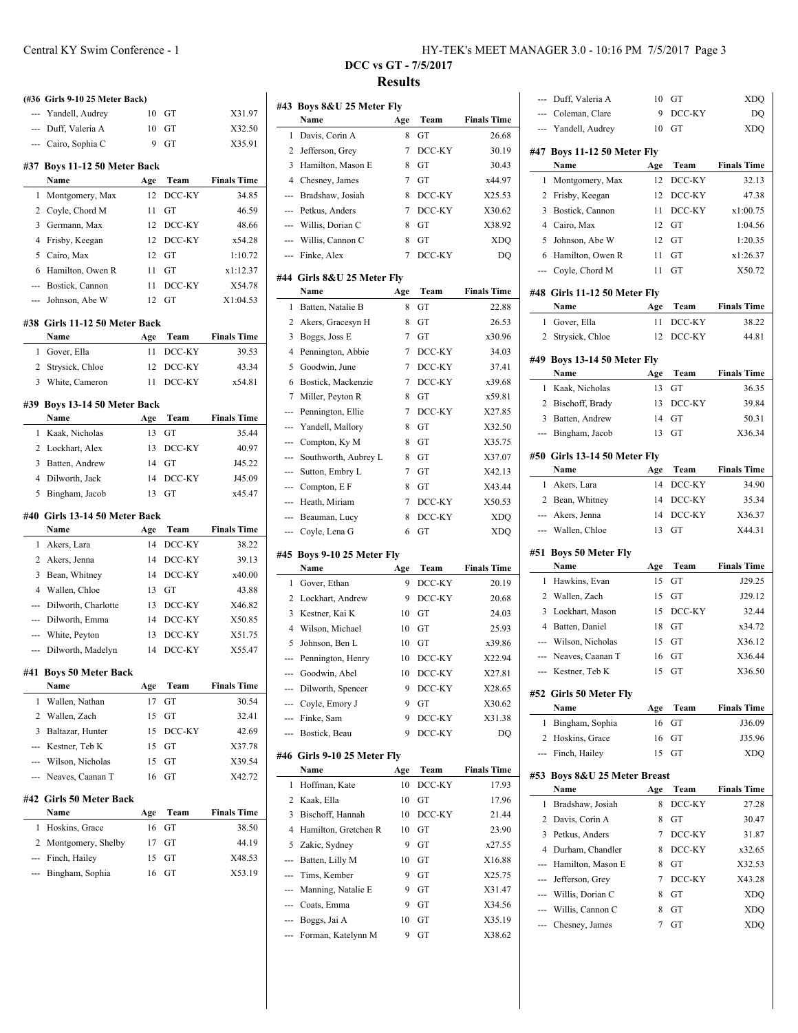## DCC vs GT - 7/5/2017

## Results

### (#36 Girls 9-10 25 Meter Back)

| | Name | Age | Team | Finals Time |
|---|---|---|---|---|
| --- | Yandell, Audrey | 10 | GT | X31.97 |
| --- | Duff, Valeria A | 10 | GT | X32.50 |
| --- | Cairo, Sophia C | 9 | GT | X35.91 |

### #37 Boys 11-12 50 Meter Back

| | Name | Age | Team | Finals Time |
|---|---|---|---|---|
| 1 | Montgomery, Max | 12 | DCC-KY | 34.85 |
| 2 | Coyle, Chord M | 11 | GT | 46.59 |
| 3 | Germann, Max | 12 | DCC-KY | 48.66 |
| 4 | Frisby, Keegan | 12 | DCC-KY | x54.28 |
| 5 | Cairo, Max | 12 | GT | 1:10.72 |
| 6 | Hamilton, Owen R | 11 | GT | x1:12.37 |
| --- | Bostick, Cannon | 11 | DCC-KY | X54.78 |
| --- | Johnson, Abe W | 12 | GT | X1:04.53 |

### #38 Girls 11-12 50 Meter Back

| | Name | Age | Team | Finals Time |
|---|---|---|---|---|
| 1 | Gover, Ella | 11 | DCC-KY | 39.53 |
| 2 | Strysick, Chloe | 12 | DCC-KY | 43.34 |
| 3 | White, Cameron | 11 | DCC-KY | x54.81 |

### #39 Boys 13-14 50 Meter Back

| | Name | Age | Team | Finals Time |
|---|---|---|---|---|
| 1 | Kaak, Nicholas | 13 | GT | 35.44 |
| 2 | Lockhart, Alex | 13 | DCC-KY | 40.97 |
| 3 | Batten, Andrew | 14 | GT | J45.22 |
| 4 | Dilworth, Jack | 14 | DCC-KY | J45.09 |
| 5 | Bingham, Jacob | 13 | GT | x45.47 |

### #40 Girls 13-14 50 Meter Back

| | Name | Age | Team | Finals Time |
|---|---|---|---|---|
| 1 | Akers, Lara | 14 | DCC-KY | 38.22 |
| 2 | Akers, Jenna | 14 | DCC-KY | 39.13 |
| 3 | Bean, Whitney | 14 | DCC-KY | x40.00 |
| 4 | Wallen, Chloe | 13 | GT | 43.88 |
| --- | Dilworth, Charlotte | 13 | DCC-KY | X46.82 |
| --- | Dilworth, Emma | 14 | DCC-KY | X50.85 |
| --- | White, Peyton | 13 | DCC-KY | X51.75 |
| --- | Dilworth, Madelyn | 14 | DCC-KY | X55.47 |

### #41 Boys 50 Meter Back

| | Name | Age | Team | Finals Time |
|---|---|---|---|---|
| 1 | Wallen, Nathan | 17 | GT | 30.54 |
| 2 | Wallen, Zach | 15 | GT | 32.41 |
| 3 | Baltazar, Hunter | 15 | DCC-KY | 42.69 |
| --- | Kestner, Teb K | 15 | GT | X37.78 |
| --- | Wilson, Nicholas | 15 | GT | X39.54 |
| --- | Neaves, Caanan T | 16 | GT | X42.72 |

### #42 Girls 50 Meter Back

| | Name | Age | Team | Finals Time |
|---|---|---|---|---|
| 1 | Hoskins, Grace | 16 | GT | 38.50 |
| 2 | Montgomery, Shelby | 17 | GT | 44.19 |
| --- | Finch, Hailey | 15 | GT | X48.53 |
| --- | Bingham, Sophia | 16 | GT | X53.19 |

### #43 Boys 8&U 25 Meter Fly

| | Name | Age | Team | Finals Time |
|---|---|---|---|---|
| 1 | Davis, Corin A | 8 | GT | 26.68 |
| 2 | Jefferson, Grey | 7 | DCC-KY | 30.19 |
| 3 | Hamilton, Mason E | 8 | GT | 30.43 |
| 4 | Chesney, James | 7 | GT | x44.97 |
| --- | Bradshaw, Josiah | 8 | DCC-KY | X25.53 |
| --- | Petkus, Anders | 7 | DCC-KY | X30.62 |
| --- | Willis, Dorian C | 8 | GT | X38.92 |
| --- | Willis, Cannon C | 8 | GT | XDQ |
| --- | Finke, Alex | 7 | DCC-KY | DQ |

### #44 Girls 8&U 25 Meter Fly

| | Name | Age | Team | Finals Time |
|---|---|---|---|---|
| 1 | Batten, Natalie B | 8 | GT | 22.88 |
| 2 | Akers, Gracesyn H | 8 | GT | 26.53 |
| 3 | Boggs, Joss E | 7 | GT | x30.96 |
| 4 | Pennington, Abbie | 7 | DCC-KY | 34.03 |
| 5 | Goodwin, June | 7 | DCC-KY | 37.41 |
| 6 | Bostick, Mackenzie | 7 | DCC-KY | x39.68 |
| 7 | Miller, Peyton R | 8 | GT | x59.81 |
| --- | Pennington, Ellie | 7 | DCC-KY | X27.85 |
| --- | Yandell, Mallory | 8 | GT | X32.50 |
| --- | Compton, Ky M | 8 | GT | X35.75 |
| --- | Southworth, Aubrey L | 8 | GT | X37.07 |
| --- | Sutton, Embry L | 7 | GT | X42.13 |
| --- | Compton, E F | 8 | GT | X43.44 |
| --- | Heath, Miriam | 7 | DCC-KY | X50.53 |
| --- | Beauman, Lucy | 8 | DCC-KY | XDQ |
| --- | Coyle, Lena G | 6 | GT | XDQ |

### #45 Boys 9-10 25 Meter Fly

| | Name | Age | Team | Finals Time |
|---|---|---|---|---|
| 1 | Gover, Ethan | 9 | DCC-KY | 20.19 |
| 2 | Lockhart, Andrew | 9 | DCC-KY | 20.68 |
| 3 | Kestner, Kai K | 10 | GT | 24.03 |
| 4 | Wilson, Michael | 10 | GT | 25.93 |
| 5 | Johnson, Ben L | 10 | GT | x39.86 |
| --- | Pennington, Henry | 10 | DCC-KY | X22.94 |
| --- | Goodwin, Abel | 10 | DCC-KY | X27.81 |
| --- | Dilworth, Spencer | 9 | DCC-KY | X28.65 |
| --- | Coyle, Emory J | 9 | GT | X30.62 |
| --- | Finke, Sam | 9 | DCC-KY | X31.38 |
| --- | Bostick, Beau | 9 | DCC-KY | DQ |

### #46 Girls 9-10 25 Meter Fly

| | Name | Age | Team | Finals Time |
|---|---|---|---|---|
| 1 | Hoffman, Kate | 10 | DCC-KY | 17.93 |
| 2 | Kaak, Ella | 10 | GT | 17.96 |
| 3 | Bischoff, Hannah | 10 | DCC-KY | 21.44 |
| 4 | Hamilton, Gretchen R | 10 | GT | 23.90 |
| 5 | Zakic, Sydney | 9 | GT | x27.55 |
| --- | Batten, Lilly M | 10 | GT | X16.88 |
| --- | Tims, Kember | 9 | GT | X25.75 |
| --- | Manning, Natalie E | 9 | GT | X31.47 |
| --- | Coats, Emma | 9 | GT | X34.56 |
| --- | Boggs, Jai A | 10 | GT | X35.19 |
| --- | Forman, Katelynn M | 9 | GT | X38.62 |
| --- | Duff, Valeria A | 10 | GT | XDQ |
| --- | Coleman, Clare | 9 | DCC-KY | DQ |
| --- | Yandell, Audrey | 10 | GT | XDQ |

### #47 Boys 11-12 50 Meter Fly

| | Name | Age | Team | Finals Time |
|---|---|---|---|---|
| 1 | Montgomery, Max | 12 | DCC-KY | 32.13 |
| 2 | Frisby, Keegan | 12 | DCC-KY | 47.38 |
| 3 | Bostick, Cannon | 11 | DCC-KY | x1:00.75 |
| 4 | Cairo, Max | 12 | GT | 1:04.56 |
| 5 | Johnson, Abe W | 12 | GT | 1:20.35 |
| 6 | Hamilton, Owen R | 11 | GT | x1:26.37 |
| --- | Coyle, Chord M | 11 | GT | X50.72 |

### #48 Girls 11-12 50 Meter Fly

| | Name | Age | Team | Finals Time |
|---|---|---|---|---|
| 1 | Gover, Ella | 11 | DCC-KY | 38.22 |
| 2 | Strysick, Chloe | 12 | DCC-KY | 44.81 |

### #49 Boys 13-14 50 Meter Fly

| | Name | Age | Team | Finals Time |
|---|---|---|---|---|
| 1 | Kaak, Nicholas | 13 | GT | 36.35 |
| 2 | Bischoff, Brady | 13 | DCC-KY | 39.84 |
| 3 | Batten, Andrew | 14 | GT | 50.31 |
| --- | Bingham, Jacob | 13 | GT | X36.34 |

### #50 Girls 13-14 50 Meter Fly

| | Name | Age | Team | Finals Time |
|---|---|---|---|---|
| 1 | Akers, Lara | 14 | DCC-KY | 34.90 |
| 2 | Bean, Whitney | 14 | DCC-KY | 35.34 |
| --- | Akers, Jenna | 14 | DCC-KY | X36.37 |
| --- | Wallen, Chloe | 13 | GT | X44.31 |

### #51 Boys 50 Meter Fly

| | Name | Age | Team | Finals Time |
|---|---|---|---|---|
| 1 | Hawkins, Evan | 15 | GT | J29.25 |
| 2 | Wallen, Zach | 15 | GT | J29.12 |
| 3 | Lockhart, Mason | 15 | DCC-KY | 32.44 |
| 4 | Batten, Daniel | 18 | GT | x34.72 |
| --- | Wilson, Nicholas | 15 | GT | X36.12 |
| --- | Neaves, Caanan T | 16 | GT | X36.44 |
| --- | Kestner, Teb K | 15 | GT | X36.50 |

### #52 Girls 50 Meter Fly

| | Name | Age | Team | Finals Time |
|---|---|---|---|---|
| 1 | Bingham, Sophia | 16 | GT | J36.09 |
| 2 | Hoskins, Grace | 16 | GT | J35.96 |
| --- | Finch, Hailey | 15 | GT | XDQ |

### #53 Boys 8&U 25 Meter Breast

| | Name | Age | Team | Finals Time |
|---|---|---|---|---|
| 1 | Bradshaw, Josiah | 8 | DCC-KY | 27.28 |
| 2 | Davis, Corin A | 8 | GT | 30.47 |
| 3 | Petkus, Anders | 7 | DCC-KY | 31.87 |
| 4 | Durham, Chandler | 8 | DCC-KY | x32.65 |
| --- | Hamilton, Mason E | 8 | GT | X32.53 |
| --- | Jefferson, Grey | 7 | DCC-KY | X43.28 |
| --- | Willis, Dorian C | 8 | GT | XDQ |
| --- | Willis, Cannon C | 8 | GT | XDQ |
| --- | Chesney, James | 7 | GT | XDQ |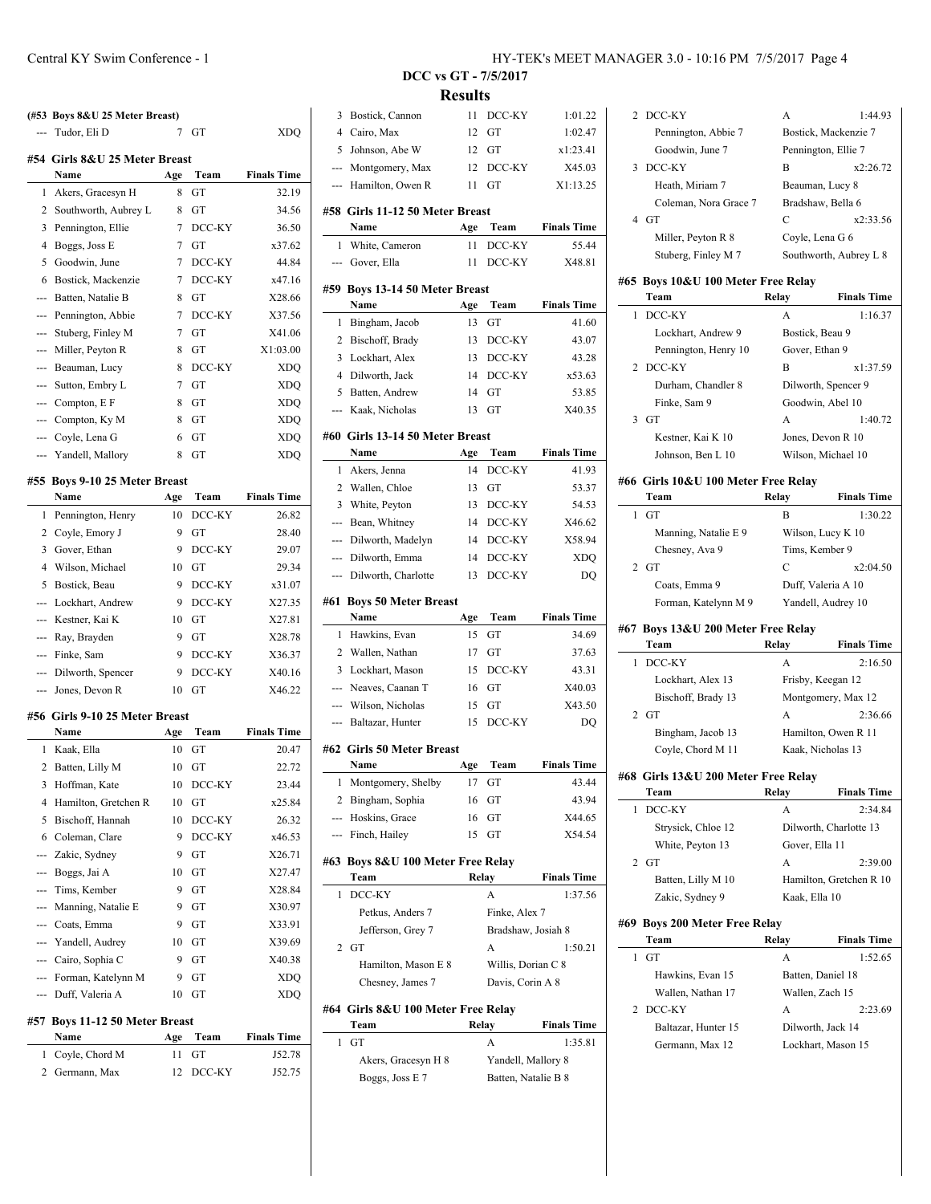**DCC vs GT - 7/5/2017**

**Results**

### (#53 Boys 8&U 25 Meter Breast)

| | Name | Age | Team | Finals Time |
|---|---|---|---|---|
| --- | Tudor, Eli D | 7 | GT | XDQ |

### #54 Girls 8&U 25 Meter Breast

| | Name | Age | Team | Finals Time |
|---|---|---|---|---|
| 1 | Akers, Gracesyn H | 8 | GT | 32.19 |
| 2 | Southworth, Aubrey L | 8 | GT | 34.56 |
| 3 | Pennington, Ellie | 7 | DCC-KY | 36.50 |
| 4 | Boggs, Joss E | 7 | GT | x37.62 |
| 5 | Goodwin, June | 7 | DCC-KY | 44.84 |
| 6 | Bostick, Mackenzie | 7 | DCC-KY | x47.16 |
| --- | Batten, Natalie B | 8 | GT | X28.66 |
| --- | Pennington, Abbie | 7 | DCC-KY | X37.56 |
| --- | Stuberg, Finley M | 7 | GT | X41.06 |
| --- | Miller, Peyton R | 8 | GT | X1:03.00 |
| --- | Beauman, Lucy | 8 | DCC-KY | XDQ |
| --- | Sutton, Embry L | 7 | GT | XDQ |
| --- | Compton, E F | 8 | GT | XDQ |
| --- | Compton, Ky M | 8 | GT | XDQ |
| --- | Coyle, Lena G | 6 | GT | XDQ |
| --- | Yandell, Mallory | 8 | GT | XDQ |

### #55 Boys 9-10 25 Meter Breast

| | Name | Age | Team | Finals Time |
|---|---|---|---|---|
| 1 | Pennington, Henry | 10 | DCC-KY | 26.82 |
| 2 | Coyle, Emory J | 9 | GT | 28.40 |
| 3 | Gover, Ethan | 9 | DCC-KY | 29.07 |
| 4 | Wilson, Michael | 10 | GT | 29.34 |
| 5 | Bostick, Beau | 9 | DCC-KY | x31.07 |
| --- | Lockhart, Andrew | 9 | DCC-KY | X27.35 |
| --- | Kestner, Kai K | 10 | GT | X27.81 |
| --- | Ray, Brayden | 9 | GT | X28.78 |
| --- | Finke, Sam | 9 | DCC-KY | X36.37 |
| --- | Dilworth, Spencer | 9 | DCC-KY | X40.16 |
| --- | Jones, Devon R | 10 | GT | X46.22 |

### #56 Girls 9-10 25 Meter Breast

| | Name | Age | Team | Finals Time |
|---|---|---|---|---|
| 1 | Kaak, Ella | 10 | GT | 20.47 |
| 2 | Batten, Lilly M | 10 | GT | 22.72 |
| 3 | Hoffman, Kate | 10 | DCC-KY | 23.44 |
| 4 | Hamilton, Gretchen R | 10 | GT | x25.84 |
| 5 | Bischoff, Hannah | 10 | DCC-KY | 26.32 |
| 6 | Coleman, Clare | 9 | DCC-KY | x46.53 |
| --- | Zakic, Sydney | 9 | GT | X26.71 |
| --- | Boggs, Jai A | 10 | GT | X27.47 |
| --- | Tims, Kember | 9 | GT | X28.84 |
| --- | Manning, Natalie E | 9 | GT | X30.97 |
| --- | Coats, Emma | 9 | GT | X33.91 |
| --- | Yandell, Audrey | 10 | GT | X39.69 |
| --- | Cairo, Sophia C | 9 | GT | X40.38 |
| --- | Forman, Katelynn M | 9 | GT | XDQ |
| --- | Duff, Valeria A | 10 | GT | XDQ |

### #57 Boys 11-12 50 Meter Breast

| | Name | Age | Team | Finals Time |
|---|---|---|---|---|
| 1 | Coyle, Chord M | 11 | GT | J52.78 |
| 2 | Germann, Max | 12 | DCC-KY | J52.75 |
| 3 | Bostick, Cannon | 11 | DCC-KY | 1:01.22 |
| 4 | Cairo, Max | 12 | GT | 1:02.47 |
| 5 | Johnson, Abe W | 12 | GT | x1:23.41 |
| --- | Montgomery, Max | 12 | DCC-KY | X45.03 |
| --- | Hamilton, Owen R | 11 | GT | X1:13.25 |

### #58 Girls 11-12 50 Meter Breast

| | Name | Age | Team | Finals Time |
|---|---|---|---|---|
| 1 | White, Cameron | 11 | DCC-KY | 55.44 |
| --- | Gover, Ella | 11 | DCC-KY | X48.81 |

### #59 Boys 13-14 50 Meter Breast

| | Name | Age | Team | Finals Time |
|---|---|---|---|---|
| 1 | Bingham, Jacob | 13 | GT | 41.60 |
| 2 | Bischoff, Brady | 13 | DCC-KY | 43.07 |
| 3 | Lockhart, Alex | 13 | DCC-KY | 43.28 |
| 4 | Dilworth, Jack | 14 | DCC-KY | x53.63 |
| 5 | Batten, Andrew | 14 | GT | 53.85 |
| --- | Kaak, Nicholas | 13 | GT | X40.35 |

### #60 Girls 13-14 50 Meter Breast

| | Name | Age | Team | Finals Time |
|---|---|---|---|---|
| 1 | Akers, Jenna | 14 | DCC-KY | 41.93 |
| 2 | Wallen, Chloe | 13 | GT | 53.37 |
| 3 | White, Peyton | 13 | DCC-KY | 54.53 |
| --- | Bean, Whitney | 14 | DCC-KY | X46.62 |
| --- | Dilworth, Madelyn | 14 | DCC-KY | X58.94 |
| --- | Dilworth, Emma | 14 | DCC-KY | XDQ |
| --- | Dilworth, Charlotte | 13 | DCC-KY | DQ |

### #61 Boys 50 Meter Breast

| | Name | Age | Team | Finals Time |
|---|---|---|---|---|
| 1 | Hawkins, Evan | 15 | GT | 34.69 |
| 2 | Wallen, Nathan | 17 | GT | 37.63 |
| 3 | Lockhart, Mason | 15 | DCC-KY | 43.31 |
| --- | Neaves, Caanan T | 16 | GT | X40.03 |
| --- | Wilson, Nicholas | 15 | GT | X43.50 |
| --- | Baltazar, Hunter | 15 | DCC-KY | DQ |

### #62 Girls 50 Meter Breast

| | Name | Age | Team | Finals Time |
|---|---|---|---|---|
| 1 | Montgomery, Shelby | 17 | GT | 43.44 |
| 2 | Bingham, Sophia | 16 | GT | 43.94 |
| --- | Hoskins, Grace | 16 | GT | X44.65 |
| --- | Finch, Hailey | 15 | GT | X54.54 |

### #63 Boys 8&U 100 Meter Free Relay

| | Team | Relay | Finals Time |
|---|---|---|---|
| 1 | DCC-KY | A | 1:37.56 |
| | Petkus, Anders 7 | Finke, Alex 7 | |
| | Jefferson, Grey 7 | Bradshaw, Josiah 8 | |
| 2 | GT | A | 1:50.21 |
| | Hamilton, Mason E 8 | Willis, Dorian C 8 | |
| | Chesney, James 7 | Davis, Corin A 8 | |

### #64 Girls 8&U 100 Meter Free Relay

| | Team | Relay | Finals Time |
|---|---|---|---|
| 1 | GT | A | 1:35.81 |
| | Akers, Gracesyn H 8 | Yandell, Mallory 8 | |
| | Boggs, Joss E 7 | Batten, Natalie B 8 | |
| 2 | DCC-KY | A | 1:44.93 |
| | Pennington, Abbie 7 | Bostick, Mackenzie 7 | |
| | Goodwin, June 7 | Pennington, Ellie 7 | |
| 3 | DCC-KY | B | x2:26.72 |
| | Heath, Miriam 7 | Beauman, Lucy 8 | |
| | Coleman, Nora Grace 7 | Bradshaw, Bella 6 | |
| 4 | GT | C | x2:33.56 |
| | Miller, Peyton R 8 | Coyle, Lena G 6 | |
| | Stuberg, Finley M 7 | Southworth, Aubrey L 8 | |

### #65 Boys 10&U 100 Meter Free Relay

| | Team | Relay | Finals Time |
|---|---|---|---|
| 1 | DCC-KY | A | 1:16.37 |
| | Lockhart, Andrew 9 | Bostick, Beau 9 | |
| | Pennington, Henry 10 | Gover, Ethan 9 | |
| 2 | DCC-KY | B | x1:37.59 |
| | Durham, Chandler 8 | Dilworth, Spencer 9 | |
| | Finke, Sam 9 | Goodwin, Abel 10 | |
| 3 | GT | A | 1:40.72 |
| | Kestner, Kai K 10 | Jones, Devon R 10 | |
| | Johnson, Ben L 10 | Wilson, Michael 10 | |

### #66 Girls 10&U 100 Meter Free Relay

| | Team | Relay | Finals Time |
|---|---|---|---|
| 1 | GT | B | 1:30.22 |
| | Manning, Natalie E 9 | Wilson, Lucy K 10 | |
| | Chesney, Ava 9 | Tims, Kember 9 | |
| 2 | GT | C | x2:04.50 |
| | Coats, Emma 9 | Duff, Valeria A 10 | |
| | Forman, Katelynn M 9 | Yandell, Audrey 10 | |

### #67 Boys 13&U 200 Meter Free Relay

| | Team | Relay | Finals Time |
|---|---|---|---|
| 1 | DCC-KY | A | 2:16.50 |
| | Lockhart, Alex 13 | Frisby, Keegan 12 | |
| | Bischoff, Brady 13 | Montgomery, Max 12 | |
| 2 | GT | A | 2:36.66 |
| | Bingham, Jacob 13 | Hamilton, Owen R 11 | |
| | Coyle, Chord M 11 | Kaak, Nicholas 13 | |

### #68 Girls 13&U 200 Meter Free Relay

| | Team | Relay | Finals Time |
|---|---|---|---|
| 1 | DCC-KY | A | 2:34.84 |
| | Strysick, Chloe 12 | Dilworth, Charlotte 13 | |
| | White, Peyton 13 | Gover, Ella 11 | |
| 2 | GT | A | 2:39.00 |
| | Batten, Lilly M 10 | Hamilton, Gretchen R 10 | |
| | Zakic, Sydney 9 | Kaak, Ella 10 | |

### #69 Boys 200 Meter Free Relay

| | Team | Relay | Finals Time |
|---|---|---|---|
| 1 | GT | A | 1:52.65 |
| | Hawkins, Evan 15 | Batten, Daniel 18 | |
| | Wallen, Nathan 17 | Wallen, Zach 15 | |
| 2 | DCC-KY | A | 2:23.69 |
| | Baltazar, Hunter 15 | Dilworth, Jack 14 | |
| | Germann, Max 12 | Lockhart, Mason 15 | |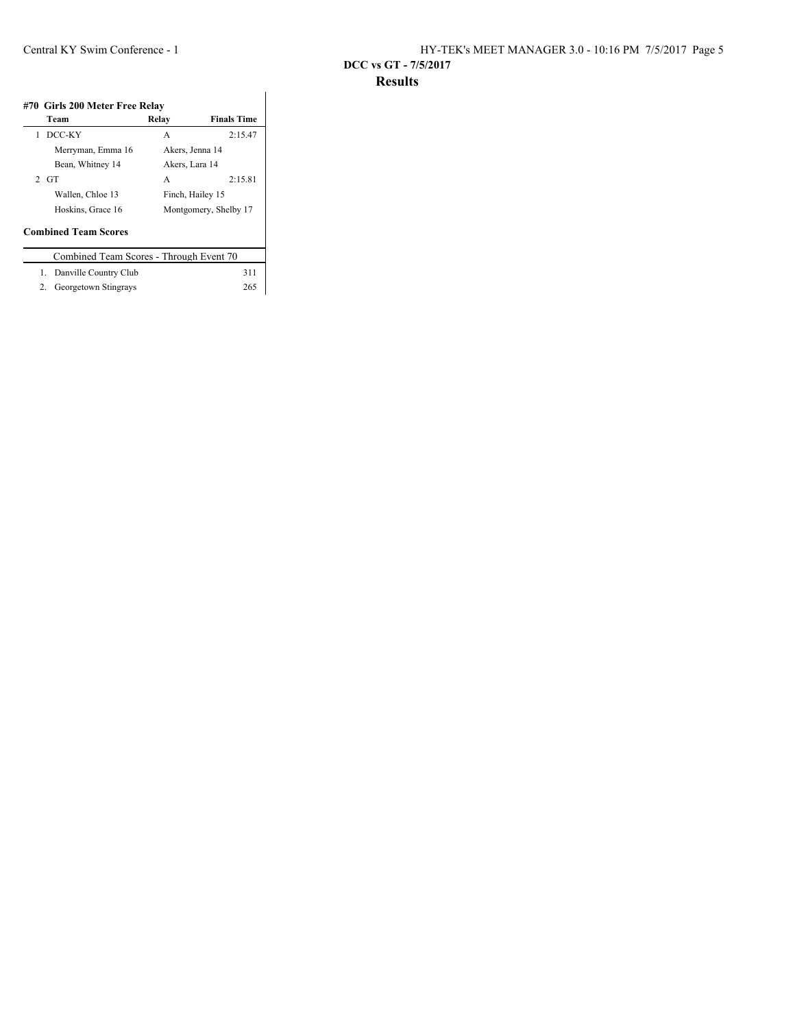**DCC vs GT - 7/5/2017**

## Results

### #70 Girls 200 Meter Free Relay

| | Team | Relay | Finals Time |
|---|---|---|---|
| 1 | DCC-KY | A | 2:15.47 |
| | Merryman, Emma 16 | Akers, Jenna 14 | |
| | Bean, Whitney 14 | Akers, Lara 14 | |
| 2 | GT | A | 2:15.81 |
| | Wallen, Chloe 13 | Finch, Hailey 15 | |
| | Hoskins, Grace 16 | Montgomery, Shelby 17 | |

### Combined Team Scores

| Combined Team Scores - Through Event 70 | | |
|---|---|---|
| 1. | Danville Country Club | 311 |
| 2. | Georgetown Stingrays | 265 |